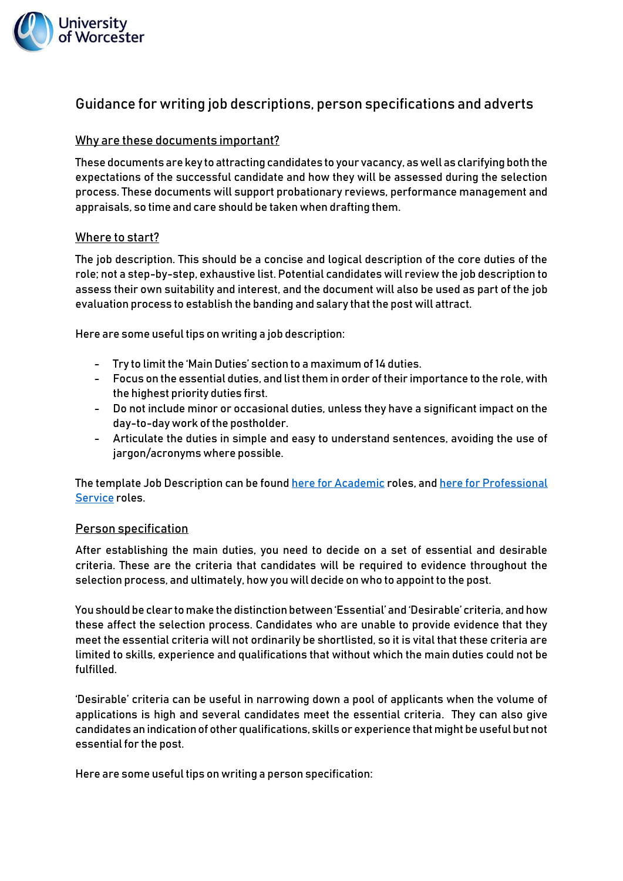# Guidance for writing job descriptions, person specifications and adverts

## Why are these documents important?

These documents are key to attracting candidates to your vacancy, as well as clarifying both the expectations of the successful candidate and how they will be assessed during the selection process. These documents will support probationary reviews, performance management and appraisals, so time and care should be taken when drafting them.

## Where to start?

The job description. This should be a concise and logical description of the core duties of the role; not a step-by-step, exhaustive list. Potential candidates will review the job description to assess their own suitability and interest, and the document will also be used as part of the job evaluation process to establish the banding and salary that the post will attract.

Here are some useful tips on writing a job description:

- Try to limit the 'Main Duties' section to a maximum of 14 duties.
- Focus on the essential duties, and list them in order of their importance to the role, with the highest priority duties first.
- Do not include minor or occasional duties, unless they have a significant impact on the day-to-day work of the postholder.
- Articulate the duties in simple and easy to understand sentences, avoiding the use of jargon/acronyms where possible.

The template Job Description can be found here for Academic roles, and here for Professional Service roles.

## Person specification

After establishing the main duties, you need to decide on a set of essential and desirable criteria. These are the criteria that candidates will be required to evidence throughout the selection process, and ultimately, how you will decide on who to appoint to the post.

You should be clear to make the distinction between 'Essential' and 'Desirable' criteria, and how these affect the selection process. Candidates who are unable to provide evidence that they meet the essential criteria will not ordinarily be shortlisted, so it is vital that these criteria are limited to skills, experience and qualifications that without which the main duties could not be fulfilled.

'Desirable' criteria can be useful in narrowing down a pool of applicants when the volume of applications is high and several candidates meet the essential criteria. They can also give candidates an indication of other qualifications, skills or experience that might be useful but not essential for the post.

Here are some useful tips on writing a person specification: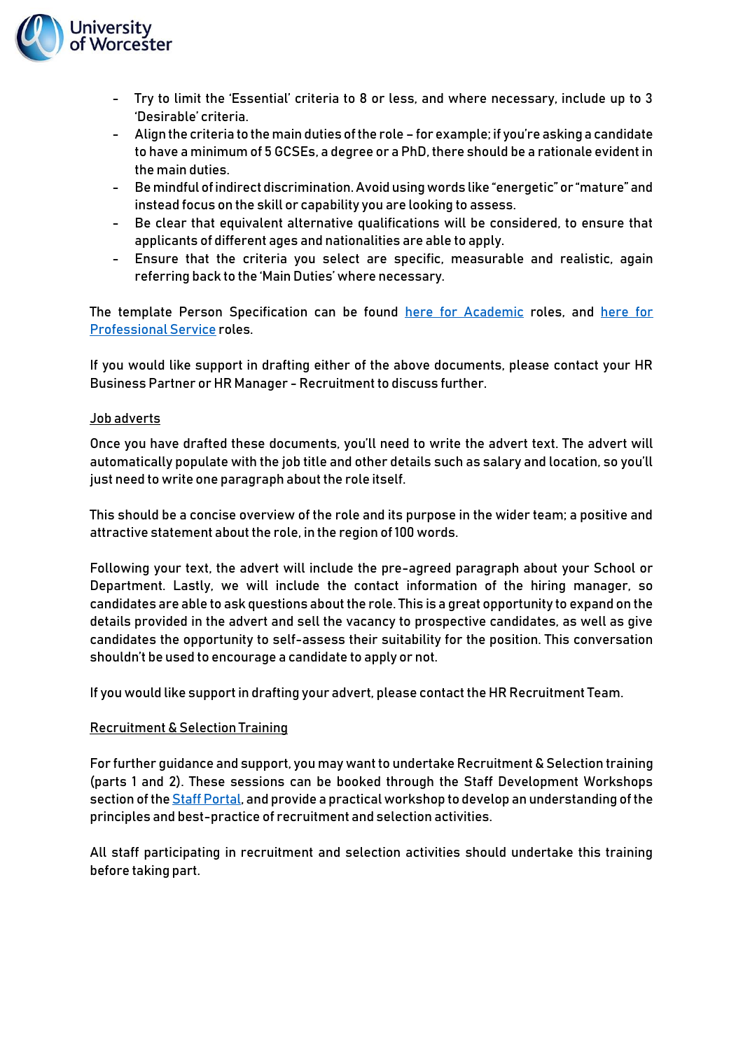- Try to limit the 'Essential' criteria to 8 or less, and where necessary, include up to 3 'Desirable' criteria.
- Align the criteria to the main duties of the role – for example; if you're asking a candidate to have a minimum of 5 GCSEs, a degree or a PhD, there should be a rationale evident in the main duties.
- Be mindful of indirect discrimination. Avoid using words like "energetic" or "mature" and instead focus on the skill or capability you are looking to assess.
- Be clear that equivalent alternative qualifications will be considered, to ensure that applicants of different ages and nationalities are able to apply.
- Ensure that the criteria you select are specific, measurable and realistic, again referring back to the 'Main Duties' where necessary.

The template Person Specification can be found [here for Academic](#) roles, and [here for Professional Service](#) roles.

If you would like support in drafting either of the above documents, please contact your HR Business Partner or HR Manager - Recruitment to discuss further.

## Job adverts

Once you have drafted these documents, you'll need to write the advert text. The advert will automatically populate with the job title and other details such as salary and location, so you'll just need to write one paragraph about the role itself.

This should be a concise overview of the role and its purpose in the wider team; a positive and attractive statement about the role, in the region of 100 words.

Following your text, the advert will include the pre-agreed paragraph about your School or Department. Lastly, we will include the contact information of the hiring manager, so candidates are able to ask questions about the role. This is a great opportunity to expand on the details provided in the advert and sell the vacancy to prospective candidates, as well as give candidates the opportunity to self-assess their suitability for the position. This conversation shouldn't be used to encourage a candidate to apply or not.

If you would like support in drafting your advert, please contact the HR Recruitment Team.

## Recruitment & Selection Training

For further guidance and support, you may want to undertake Recruitment & Selection training (parts 1 and 2). These sessions can be booked through the Staff Development Workshops section of the [Staff Portal](#), and provide a practical workshop to develop an understanding of the principles and best-practice of recruitment and selection activities.

All staff participating in recruitment and selection activities should undertake this training before taking part.